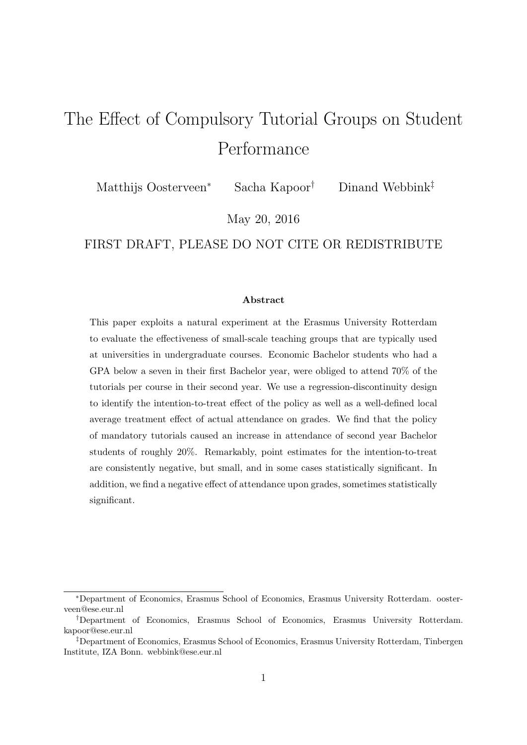# The Effect of Compulsory Tutorial Groups on Student Performance

Matthijs Oosterveen[*] Sacha Kapoor[†] Dinand Webbink[‡]

May 20, 2016

FIRST DRAFT, PLEASE DO NOT CITE OR REDISTRIBUTE

### Abstract

This paper exploits a natural experiment at the Erasmus University Rotterdam to evaluate the effectiveness of small-scale teaching groups that are typically used at universities in undergraduate courses. Economic Bachelor students who had a GPA below a seven in their first Bachelor year, were obliged to attend 70% of the tutorials per course in their second year. We use a regression-discontinuity design to identify the intention-to-treat effect of the policy as well as a well-defined local average treatment effect of actual attendance on grades. We find that the policy of mandatory tutorials caused an increase in attendance of second year Bachelor students of roughly 20%. Remarkably, point estimates for the intention-to-treat are consistently negative, but small, and in some cases statistically significant. In addition, we find a negative effect of attendance upon grades, sometimes statistically significant.

---

[*] Department of Economics, Erasmus School of Economics, Erasmus University Rotterdam. oosterveen@ese.eur.nl

[†] Department of Economics, Erasmus School of Economics, Erasmus University Rotterdam. kapoor@ese.eur.nl

[‡] Department of Economics, Erasmus School of Economics, Erasmus University Rotterdam, Tinbergen Institute, IZA Bonn. webbink@ese.eur.nl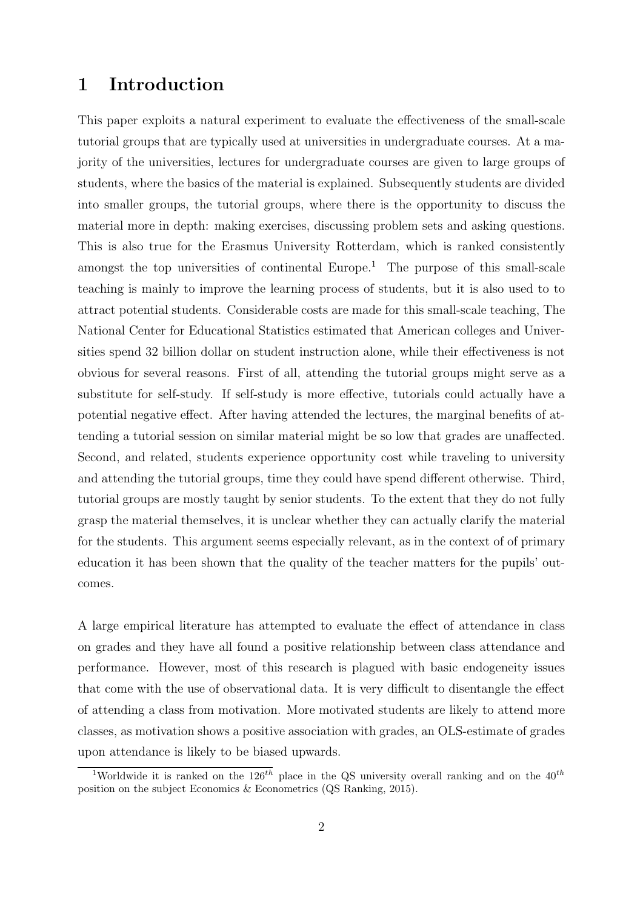# 1 Introduction

This paper exploits a natural experiment to evaluate the effectiveness of the small-scale tutorial groups that are typically used at universities in undergraduate courses. At a majority of the universities, lectures for undergraduate courses are given to large groups of students, where the basics of the material is explained. Subsequently students are divided into smaller groups, the tutorial groups, where there is the opportunity to discuss the material more in depth: making exercises, discussing problem sets and asking questions. This is also true for the Erasmus University Rotterdam, which is ranked consistently amongst the top universities of continental Europe.[1] The purpose of this small-scale teaching is mainly to improve the learning process of students, but it is also used to to attract potential students. Considerable costs are made for this small-scale teaching, The National Center for Educational Statistics estimated that American colleges and Universities spend 32 billion dollar on student instruction alone, while their effectiveness is not obvious for several reasons. First of all, attending the tutorial groups might serve as a substitute for self-study. If self-study is more effective, tutorials could actually have a potential negative effect. After having attended the lectures, the marginal benefits of attending a tutorial session on similar material might be so low that grades are unaffected. Second, and related, students experience opportunity cost while traveling to university and attending the tutorial groups, time they could have spend different otherwise. Third, tutorial groups are mostly taught by senior students. To the extent that they do not fully grasp the material themselves, it is unclear whether they can actually clarify the material for the students. This argument seems especially relevant, as in the context of of primary education it has been shown that the quality of the teacher matters for the pupils' outcomes.

A large empirical literature has attempted to evaluate the effect of attendance in class on grades and they have all found a positive relationship between class attendance and performance. However, most of this research is plagued with basic endogeneity issues that come with the use of observational data. It is very difficult to disentangle the effect of attending a class from motivation. More motivated students are likely to attend more classes, as motivation shows a positive association with grades, an OLS-estimate of grades upon attendance is likely to be biased upwards.

[1] Worldwide it is ranked on the $126^{th}$ place in the QS university overall ranking and on the $40^{th}$ position on the subject Economics & Econometrics (QS Ranking, 2015).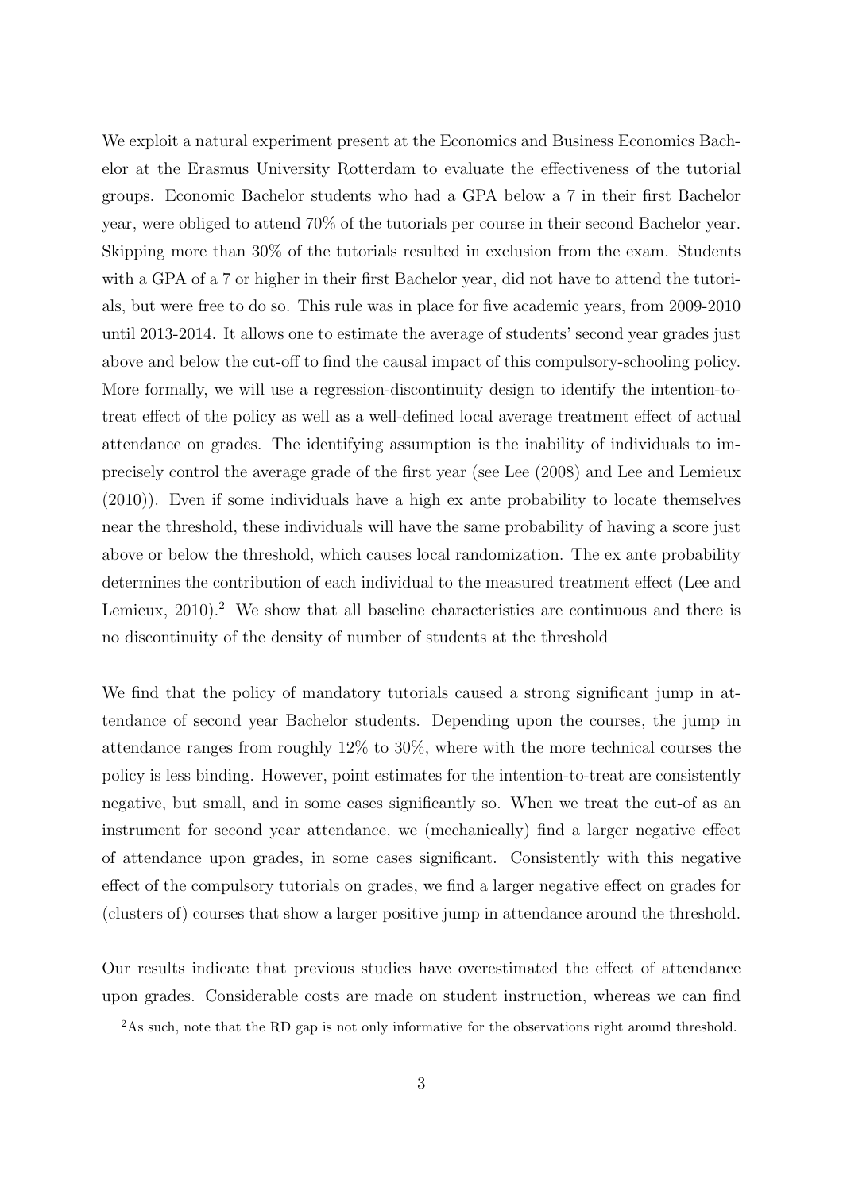We exploit a natural experiment present at the Economics and Business Economics Bachelor at the Erasmus University Rotterdam to evaluate the effectiveness of the tutorial groups. Economic Bachelor students who had a GPA below a 7 in their first Bachelor year, were obliged to attend 70% of the tutorials per course in their second Bachelor year. Skipping more than 30% of the tutorials resulted in exclusion from the exam. Students with a GPA of a 7 or higher in their first Bachelor year, did not have to attend the tutorials, but were free to do so. This rule was in place for five academic years, from 2009-2010 until 2013-2014. It allows one to estimate the average of students' second year grades just above and below the cut-off to find the causal impact of this compulsory-schooling policy. More formally, we will use a regression-discontinuity design to identify the intention-to-treat effect of the policy as well as a well-defined local average treatment effect of actual attendance on grades. The identifying assumption is the inability of individuals to imprecisely control the average grade of the first year (see Lee (2008) and Lee and Lemieux (2010)). Even if some individuals have a high ex ante probability to locate themselves near the threshold, these individuals will have the same probability of having a score just above or below the threshold, which causes local randomization. The ex ante probability determines the contribution of each individual to the measured treatment effect (Lee and Lemieux, 2010).[2] We show that all baseline characteristics are continuous and there is no discontinuity of the density of number of students at the threshold

We find that the policy of mandatory tutorials caused a strong significant jump in attendance of second year Bachelor students. Depending upon the courses, the jump in attendance ranges from roughly 12% to 30%, where with the more technical courses the policy is less binding. However, point estimates for the intention-to-treat are consistently negative, but small, and in some cases significantly so. When we treat the cut-of as an instrument for second year attendance, we (mechanically) find a larger negative effect of attendance upon grades, in some cases significant. Consistently with this negative effect of the compulsory tutorials on grades, we find a larger negative effect on grades for (clusters of) courses that show a larger positive jump in attendance around the threshold.

Our results indicate that previous studies have overestimated the effect of attendance upon grades. Considerable costs are made on student instruction, whereas we can find

[2] As such, note that the RD gap is not only informative for the observations right around threshold.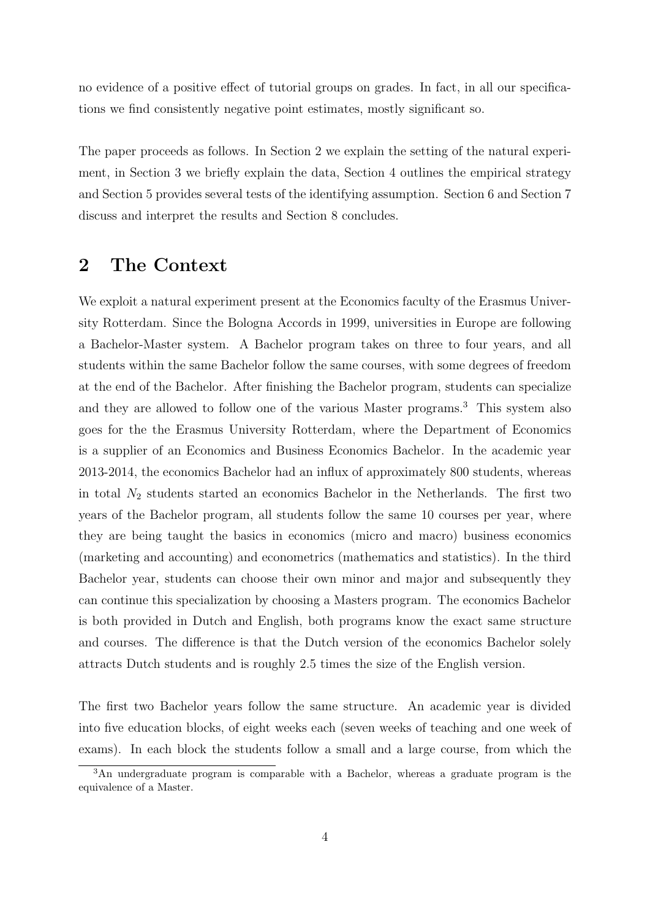no evidence of a positive effect of tutorial groups on grades. In fact, in all our specifications we find consistently negative point estimates, mostly significant so.

The paper proceeds as follows. In Section 2 we explain the setting of the natural experiment, in Section 3 we briefly explain the data, Section 4 outlines the empirical strategy and Section 5 provides several tests of the identifying assumption. Section 6 and Section 7 discuss and interpret the results and Section 8 concludes.

## 2 The Context

We exploit a natural experiment present at the Economics faculty of the Erasmus University Rotterdam. Since the Bologna Accords in 1999, universities in Europe are following a Bachelor-Master system. A Bachelor program takes on three to four years, and all students within the same Bachelor follow the same courses, with some degrees of freedom at the end of the Bachelor. After finishing the Bachelor program, students can specialize and they are allowed to follow one of the various Master programs.[3] This system also goes for the the Erasmus University Rotterdam, where the Department of Economics is a supplier of an Economics and Business Economics Bachelor. In the academic year 2013-2014, the economics Bachelor had an influx of approximately 800 students, whereas in total $N_2$ students started an economics Bachelor in the Netherlands. The first two years of the Bachelor program, all students follow the same 10 courses per year, where they are being taught the basics in economics (micro and macro) business economics (marketing and accounting) and econometrics (mathematics and statistics). In the third Bachelor year, students can choose their own minor and major and subsequently they can continue this specialization by choosing a Masters program. The economics Bachelor is both provided in Dutch and English, both programs know the exact same structure and courses. The difference is that the Dutch version of the economics Bachelor solely attracts Dutch students and is roughly 2.5 times the size of the English version.

The first two Bachelor years follow the same structure. An academic year is divided into five education blocks, of eight weeks each (seven weeks of teaching and one week of exams). In each block the students follow a small and a large course, from which the

[3] An undergraduate program is comparable with a Bachelor, whereas a graduate program is the equivalence of a Master.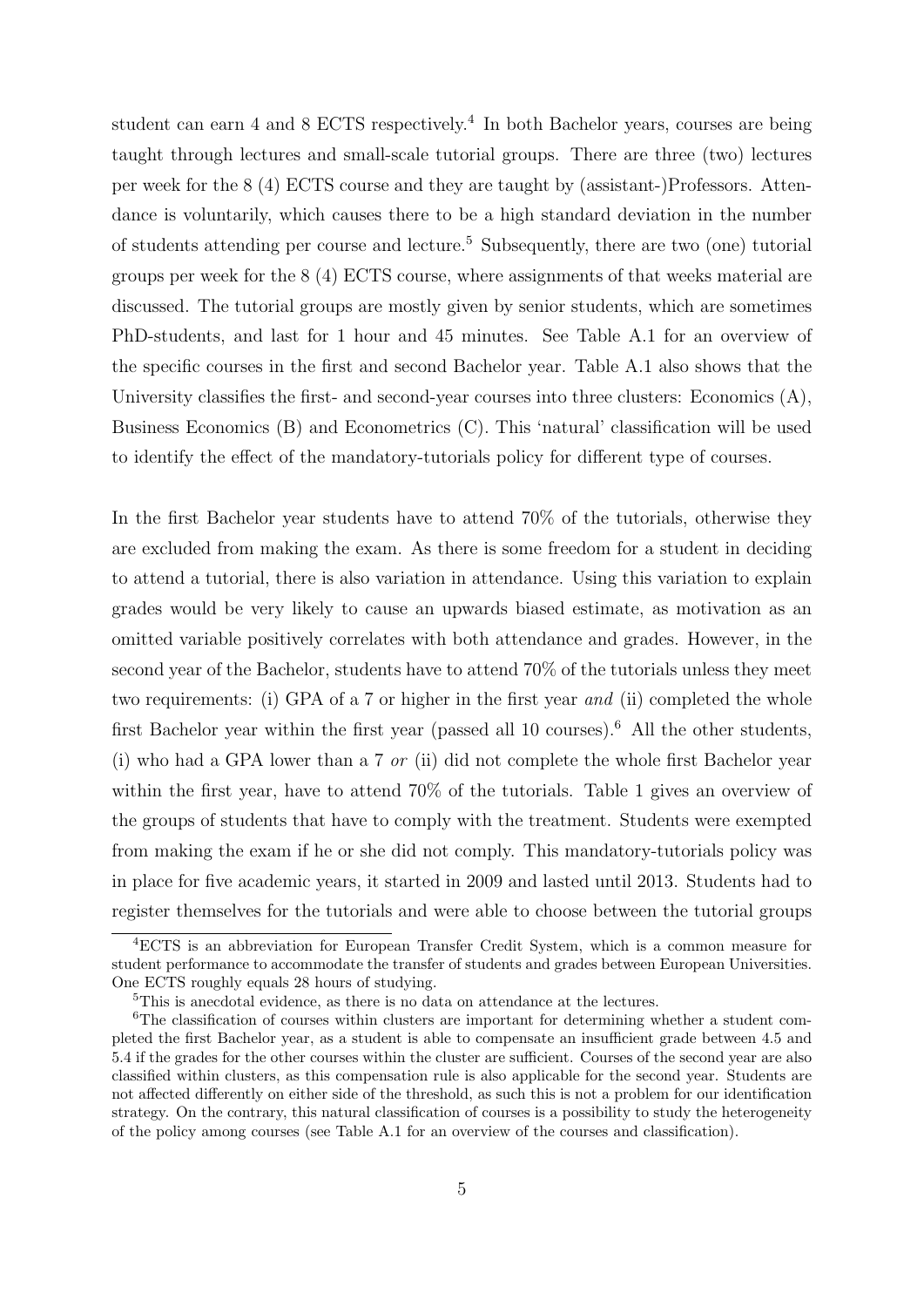student can earn 4 and 8 ECTS respectively.[4] In both Bachelor years, courses are being taught through lectures and small-scale tutorial groups. There are three (two) lectures per week for the 8 (4) ECTS course and they are taught by (assistant-)Professors. Attendance is voluntarily, which causes there to be a high standard deviation in the number of students attending per course and lecture.[5] Subsequently, there are two (one) tutorial groups per week for the 8 (4) ECTS course, where assignments of that weeks material are discussed. The tutorial groups are mostly given by senior students, which are sometimes PhD-students, and last for 1 hour and 45 minutes. See Table A.1 for an overview of the specific courses in the first and second Bachelor year. Table A.1 also shows that the University classifies the first- and second-year courses into three clusters: Economics (A), Business Economics (B) and Econometrics (C). This 'natural' classification will be used to identify the effect of the mandatory-tutorials policy for different type of courses.

In the first Bachelor year students have to attend 70% of the tutorials, otherwise they are excluded from making the exam. As there is some freedom for a student in deciding to attend a tutorial, there is also variation in attendance. Using this variation to explain grades would be very likely to cause an upwards biased estimate, as motivation as an omitted variable positively correlates with both attendance and grades. However, in the second year of the Bachelor, students have to attend 70% of the tutorials unless they meet two requirements: (i) GPA of a 7 or higher in the first year *and* (ii) completed the whole first Bachelor year within the first year (passed all 10 courses).[6] All the other students, (i) who had a GPA lower than a 7 *or* (ii) did not complete the whole first Bachelor year within the first year, have to attend 70% of the tutorials. Table 1 gives an overview of the groups of students that have to comply with the treatment. Students were exempted from making the exam if he or she did not comply. This mandatory-tutorials policy was in place for five academic years, it started in 2009 and lasted until 2013. Students had to register themselves for the tutorials and were able to choose between the tutorial groups

[4]ECTS is an abbreviation for European Transfer Credit System, which is a common measure for student performance to accommodate the transfer of students and grades between European Universities. One ECTS roughly equals 28 hours of studying.

[5]This is anecdotal evidence, as there is no data on attendance at the lectures.

[6]The classification of courses within clusters are important for determining whether a student completed the first Bachelor year, as a student is able to compensate an insufficient grade between 4.5 and 5.4 if the grades for the other courses within the cluster are sufficient. Courses of the second year are also classified within clusters, as this compensation rule is also applicable for the second year. Students are not affected differently on either side of the threshold, as such this is not a problem for our identification strategy. On the contrary, this natural classification of courses is a possibility to study the heterogeneity of the policy among courses (see Table A.1 for an overview of the courses and classification).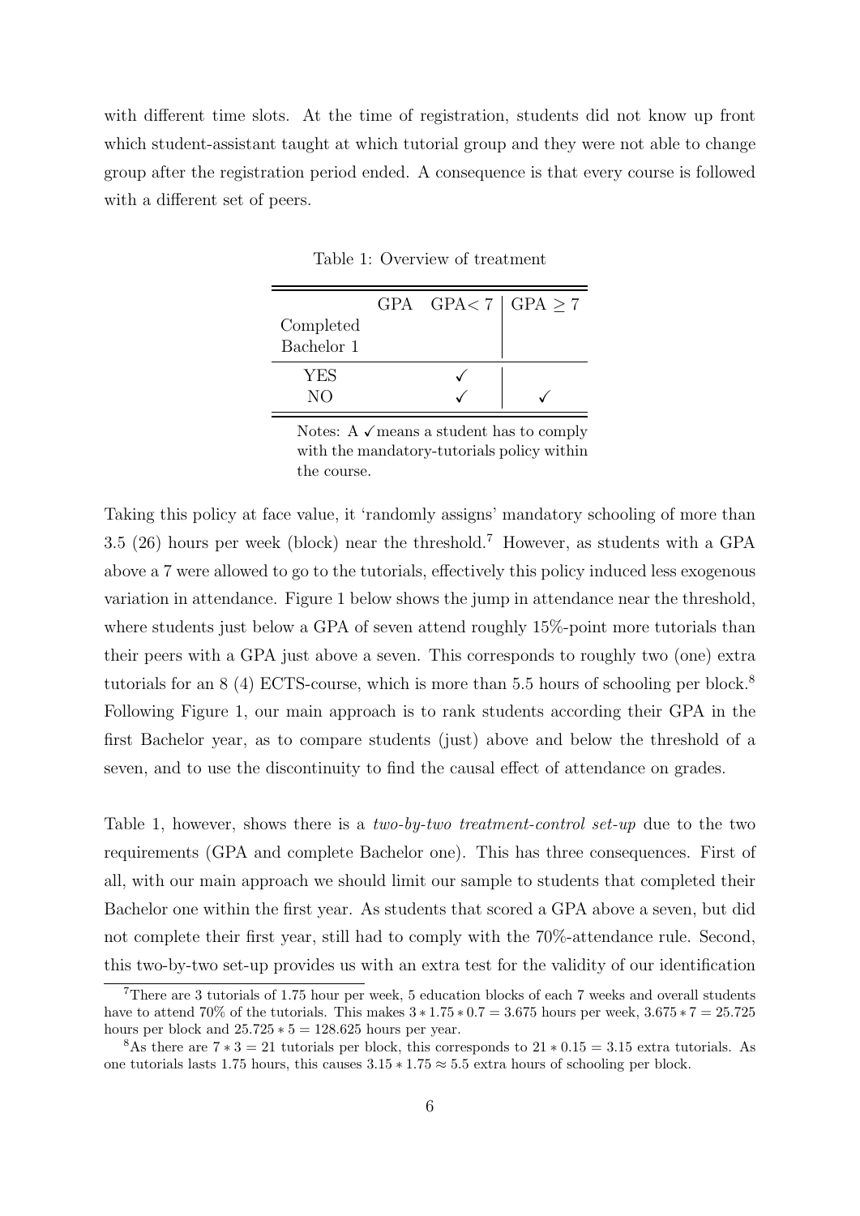with different time slots. At the time of registration, students did not know up front which student-assistant taught at which tutorial group and they were not able to change group after the registration period ended. A consequence is that every course is followed with a different set of peers.

Table 1: Overview of treatment

| GPA / Completed Bachelor 1 | GPA< 7 | GPA $\geq 7$ |
|---|---|---|
| YES | ✓ | |
| NO | ✓ | ✓ |

Notes: A ✓ means a student has to comply with the mandatory-tutorials policy within the course.

Taking this policy at face value, it 'randomly assigns' mandatory schooling of more than 3.5 (26) hours per week (block) near the threshold.[7] However, as students with a GPA above a 7 were allowed to go to the tutorials, effectively this policy induced less exogenous variation in attendance. Figure 1 below shows the jump in attendance near the threshold, where students just below a GPA of seven attend roughly 15%-point more tutorials than their peers with a GPA just above a seven. This corresponds to roughly two (one) extra tutorials for an 8 (4) ECTS-course, which is more than 5.5 hours of schooling per block.[8] Following Figure 1, our main approach is to rank students according their GPA in the first Bachelor year, as to compare students (just) above and below the threshold of a seven, and to use the discontinuity to find the causal effect of attendance on grades.

Table 1, however, shows there is a *two-by-two treatment-control set-up* due to the two requirements (GPA and complete Bachelor one). This has three consequences. First of all, with our main approach we should limit our sample to students that completed their Bachelor one within the first year. As students that scored a GPA above a seven, but did not complete their first year, still had to comply with the 70%-attendance rule. Second, this two-by-two set-up provides us with an extra test for the validity of our identification

[7] There are 3 tutorials of 1.75 hour per week, 5 education blocks of each 7 weeks and overall students have to attend 70% of the tutorials. This makes $3 * 1.75 * 0.7 = 3.675$ hours per week, $3.675 * 7 = 25.725$ hours per block and $25.725 * 5 = 128.625$ hours per year.

[8] As there are $7 * 3 = 21$ tutorials per block, this corresponds to $21 * 0.15 = 3.15$ extra tutorials. As one tutorials lasts 1.75 hours, this causes $3.15 * 1.75 \approx 5.5$ extra hours of schooling per block.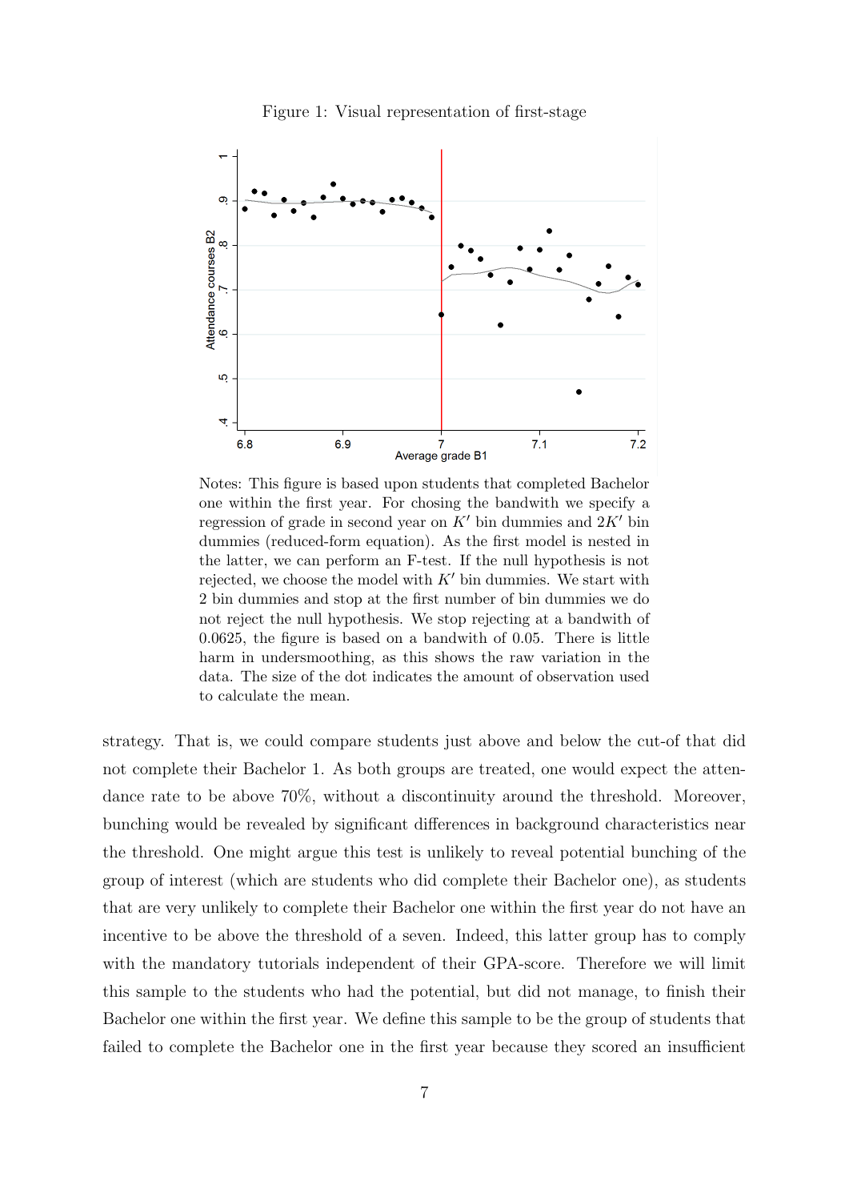Figure 1: Visual representation of first-stage

Notes: This figure is based upon students that completed Bachelor one within the first year. For chosing the bandwith we specify a regression of grade in second year on $K'$ bin dummies and $2K'$ bin dummies (reduced-form equation). As the first model is nested in the latter, we can perform an F-test. If the null hypothesis is not rejected, we choose the model with $K'$ bin dummies. We start with 2 bin dummies and stop at the first number of bin dummies we do not reject the null hypothesis. We stop rejecting at a bandwith of 0.0625, the figure is based on a bandwith of 0.05. There is little harm in undersmoothing, as this shows the raw variation in the data. The size of the dot indicates the amount of observation used to calculate the mean.

strategy. That is, we could compare students just above and below the cut-of that did not complete their Bachelor 1. As both groups are treated, one would expect the attendance rate to be above 70%, without a discontinuity around the threshold. Moreover, bunching would be revealed by significant differences in background characteristics near the threshold. One might argue this test is unlikely to reveal potential bunching of the group of interest (which are students who did complete their Bachelor one), as students that are very unlikely to complete their Bachelor one within the first year do not have an incentive to be above the threshold of a seven. Indeed, this latter group has to comply with the mandatory tutorials independent of their GPA-score. Therefore we will limit this sample to the students who had the potential, but did not manage, to finish their Bachelor one within the first year. We define this sample to be the group of students that failed to complete the Bachelor one in the first year because they scored an insufficient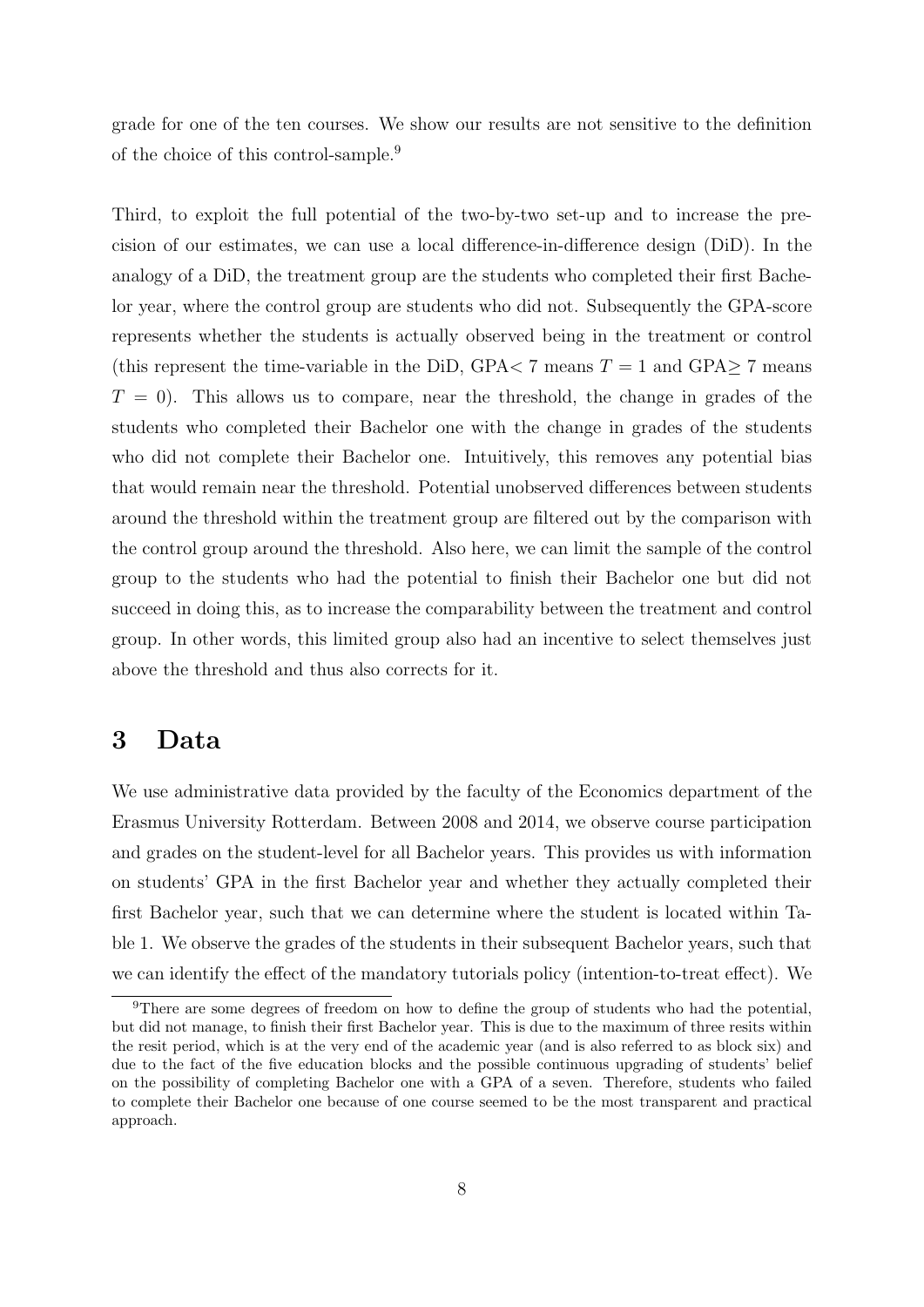grade for one of the ten courses. We show our results are not sensitive to the definition of the choice of this control-sample.[9]

Third, to exploit the full potential of the two-by-two set-up and to increase the precision of our estimates, we can use a local difference-in-difference design (DiD). In the analogy of a DiD, the treatment group are the students who completed their first Bachelor year, where the control group are students who did not. Subsequently the GPA-score represents whether the students is actually observed being in the treatment or control (this represent the time-variable in the DiD, GPA$<7$ means $T = 1$ and GPA$\geq 7$ means $T = 0$). This allows us to compare, near the threshold, the change in grades of the students who completed their Bachelor one with the change in grades of the students who did not complete their Bachelor one. Intuitively, this removes any potential bias that would remain near the threshold. Potential unobserved differences between students around the threshold within the treatment group are filtered out by the comparison with the control group around the threshold. Also here, we can limit the sample of the control group to the students who had the potential to finish their Bachelor one but did not succeed in doing this, as to increase the comparability between the treatment and control group. In other words, this limited group also had an incentive to select themselves just above the threshold and thus also corrects for it.

# 3 Data

We use administrative data provided by the faculty of the Economics department of the Erasmus University Rotterdam. Between 2008 and 2014, we observe course participation and grades on the student-level for all Bachelor years. This provides us with information on students' GPA in the first Bachelor year and whether they actually completed their first Bachelor year, such that we can determine where the student is located within Table 1. We observe the grades of the students in their subsequent Bachelor years, such that we can identify the effect of the mandatory tutorials policy (intention-to-treat effect). We

[9]There are some degrees of freedom on how to define the group of students who had the potential, but did not manage, to finish their first Bachelor year. This is due to the maximum of three resits within the resit period, which is at the very end of the academic year (and is also referred to as block six) and due to the fact of the five education blocks and the possible continuous upgrading of students' belief on the possibility of completing Bachelor one with a GPA of a seven. Therefore, students who failed to complete their Bachelor one because of one course seemed to be the most transparent and practical approach.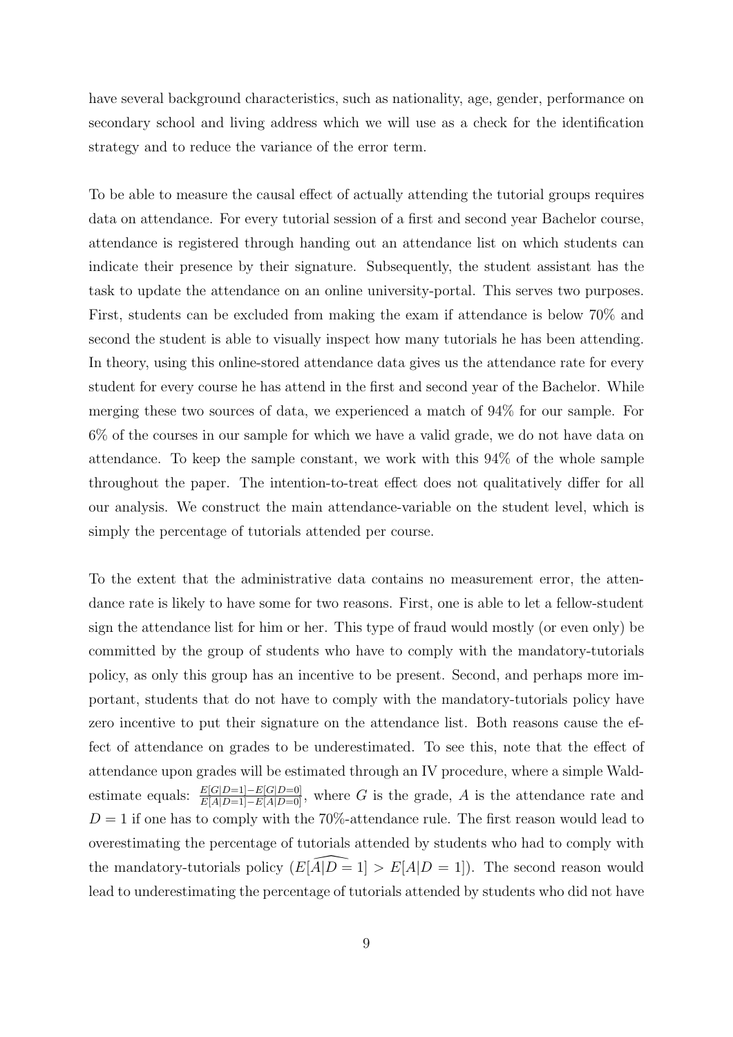have several background characteristics, such as nationality, age, gender, performance on secondary school and living address which we will use as a check for the identification strategy and to reduce the variance of the error term.

To be able to measure the causal effect of actually attending the tutorial groups requires data on attendance. For every tutorial session of a first and second year Bachelor course, attendance is registered through handing out an attendance list on which students can indicate their presence by their signature. Subsequently, the student assistant has the task to update the attendance on an online university-portal. This serves two purposes. First, students can be excluded from making the exam if attendance is below 70% and second the student is able to visually inspect how many tutorials he has been attending. In theory, using this online-stored attendance data gives us the attendance rate for every student for every course he has attend in the first and second year of the Bachelor. While merging these two sources of data, we experienced a match of 94% for our sample. For 6% of the courses in our sample for which we have a valid grade, we do not have data on attendance. To keep the sample constant, we work with this 94% of the whole sample throughout the paper. The intention-to-treat effect does not qualitatively differ for all our analysis. We construct the main attendance-variable on the student level, which is simply the percentage of tutorials attended per course.

To the extent that the administrative data contains no measurement error, the attendance rate is likely to have some for two reasons. First, one is able to let a fellow-student sign the attendance list for him or her. This type of fraud would mostly (or even only) be committed by the group of students who have to comply with the mandatory-tutorials policy, as only this group has an incentive to be present. Second, and perhaps more important, students that do not have to comply with the mandatory-tutorials policy have zero incentive to put their signature on the attendance list. Both reasons cause the effect of attendance on grades to be underestimated. To see this, note that the effect of attendance upon grades will be estimated through an IV procedure, where a simple Wald-estimate equals: $\frac{E[G|D=1]-E[G|D=0]}{E[A|D=1]-E[A|D=0]}$, where $G$ is the grade, $A$ is the attendance rate and $D=1$ if one has to comply with the 70%-attendance rule. The first reason would lead to overestimating the percentage of tutorials attended by students who had to comply with the mandatory-tutorials policy ($E[\widehat{A|D=1}] > E[A|D=1]$). The second reason would lead to underestimating the percentage of tutorials attended by students who did not have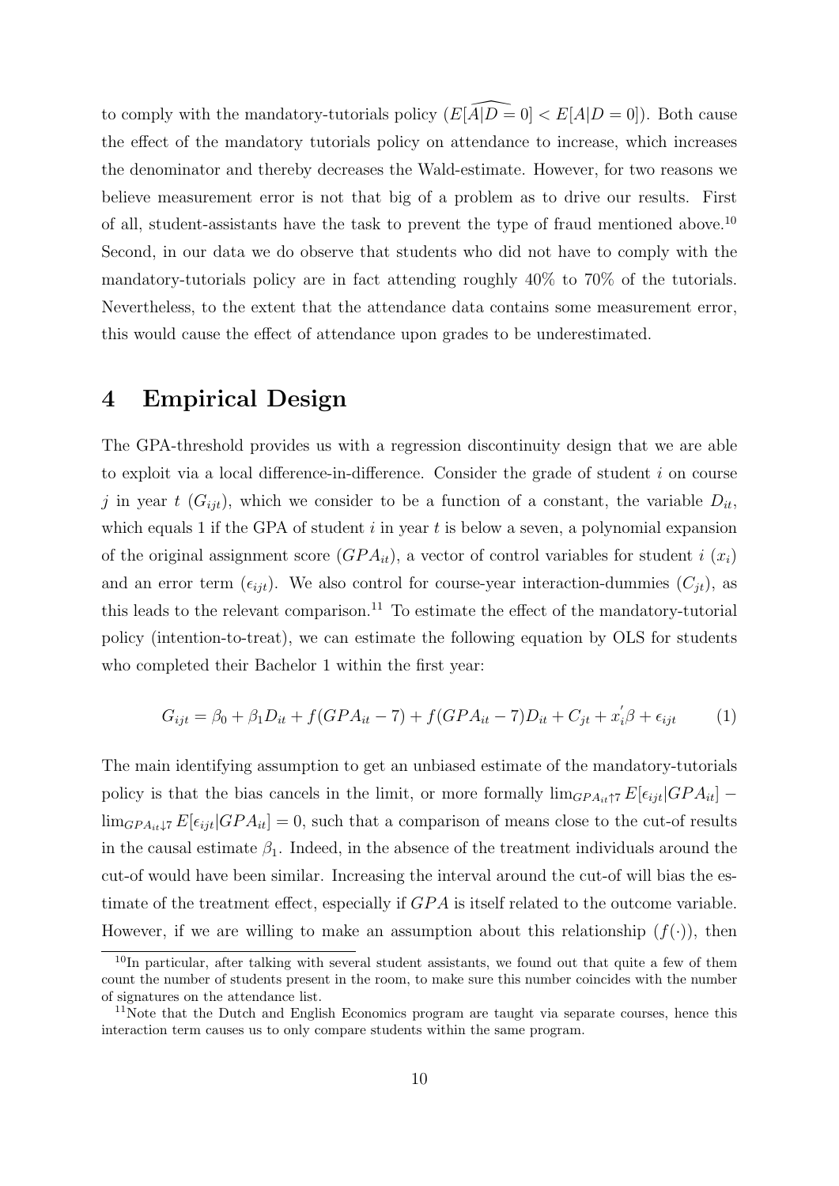to comply with the mandatory-tutorials policy ($E[\widehat{A|D=0}] < E[A|D=0]$). Both cause the effect of the mandatory tutorials policy on attendance to increase, which increases the denominator and thereby decreases the Wald-estimate. However, for two reasons we believe measurement error is not that big of a problem as to drive our results. First of all, student-assistants have the task to prevent the type of fraud mentioned above.[10] Second, in our data we do observe that students who did not have to comply with the mandatory-tutorials policy are in fact attending roughly 40% to 70% of the tutorials. Nevertheless, to the extent that the attendance data contains some measurement error, this would cause the effect of attendance upon grades to be underestimated.

# 4 Empirical Design

The GPA-threshold provides us with a regression discontinuity design that we are able to exploit via a local difference-in-difference. Consider the grade of student $i$ on course $j$ in year $t$ ($G_{ijt}$), which we consider to be a function of a constant, the variable $D_{it}$, which equals 1 if the GPA of student $i$ in year $t$ is below a seven, a polynomial expansion of the original assignment score ($GPA_{it}$), a vector of control variables for student $i$ ($x_i$) and an error term ($\epsilon_{ijt}$). We also control for course-year interaction-dummies ($C_{jt}$), as this leads to the relevant comparison.[11] To estimate the effect of the mandatory-tutorial policy (intention-to-treat), we can estimate the following equation by OLS for students who completed their Bachelor 1 within the first year:

$$G_{ijt} = \beta_0 + \beta_1 D_{it} + f(GPA_{it} - 7) + f(GPA_{it} - 7)D_{it} + C_{jt} + x_i^{'}\beta + \epsilon_{ijt} \qquad (1)$$

The main identifying assumption to get an unbiased estimate of the mandatory-tutorials policy is that the bias cancels in the limit, or more formally $\lim_{GPA_{it} \uparrow 7} E[\epsilon_{ijt}|GPA_{it}] - \lim_{GPA_{it} \downarrow 7} E[\epsilon_{ijt}|GPA_{it}] = 0$, such that a comparison of means close to the cut-of results in the causal estimate $\beta_1$. Indeed, in the absence of the treatment individuals around the cut-of would have been similar. Increasing the interval around the cut-of will bias the estimate of the treatment effect, especially if $GPA$ is itself related to the outcome variable. However, if we are willing to make an assumption about this relationship ($f(\cdot)$), then

[10] In particular, after talking with several student assistants, we found out that quite a few of them count the number of students present in the room, to make sure this number coincides with the number of signatures on the attendance list.

[11] Note that the Dutch and English Economics program are taught via separate courses, hence this interaction term causes us to only compare students within the same program.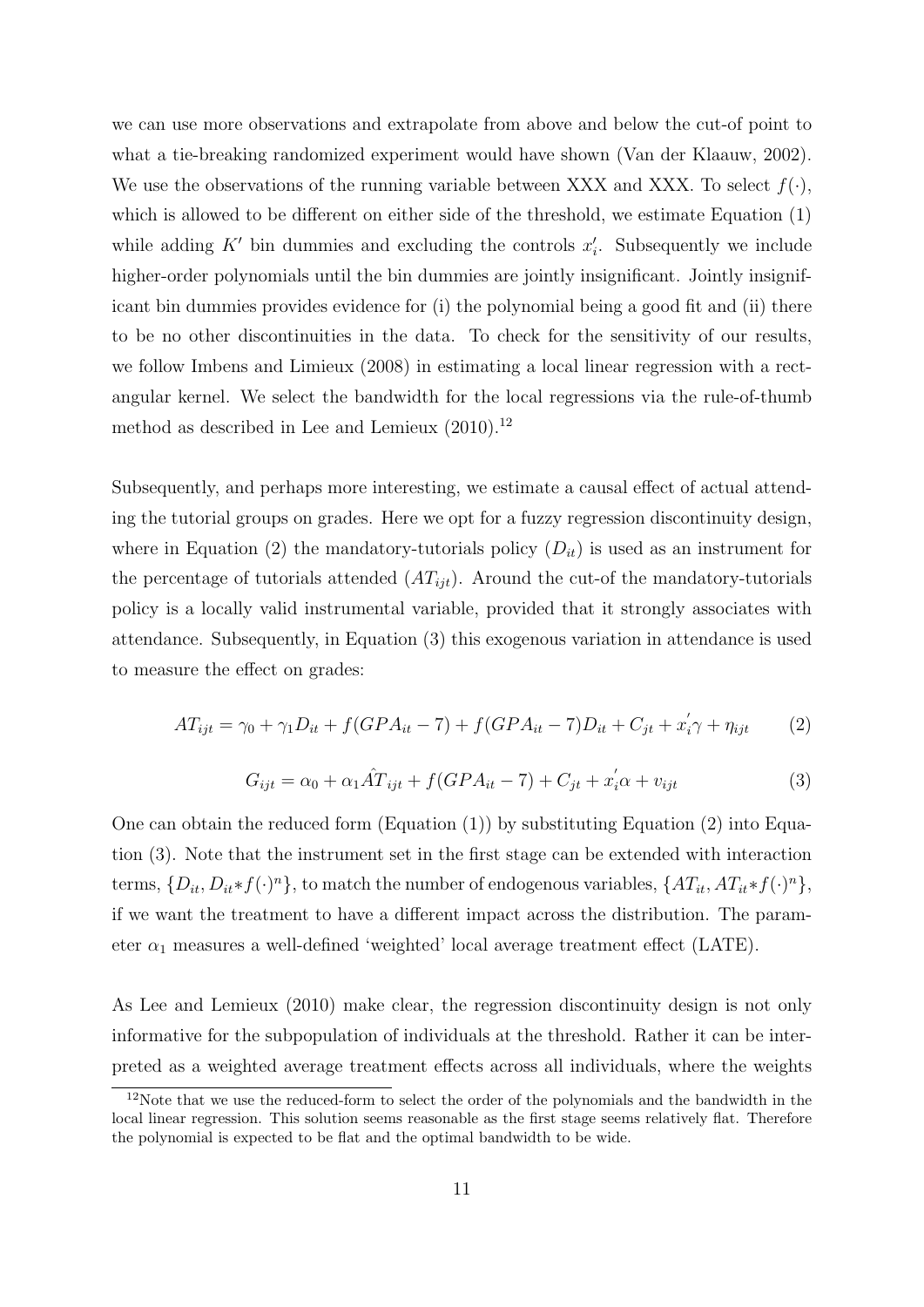we can use more observations and extrapolate from above and below the cut-of point to what a tie-breaking randomized experiment would have shown (Van der Klaauw, 2002). We use the observations of the running variable between XXX and XXX. To select $f(\cdot)$, which is allowed to be different on either side of the threshold, we estimate Equation (1) while adding $K'$ bin dummies and excluding the controls $x_i'$. Subsequently we include higher-order polynomials until the bin dummies are jointly insignificant. Jointly insignificant bin dummies provides evidence for (i) the polynomial being a good fit and (ii) there to be no other discontinuities in the data. To check for the sensitivity of our results, we follow Imbens and Limieux (2008) in estimating a local linear regression with a rectangular kernel. We select the bandwidth for the local regressions via the rule-of-thumb method as described in Lee and Lemieux (2010).[12]

Subsequently, and perhaps more interesting, we estimate a causal effect of actual attending the tutorial groups on grades. Here we opt for a fuzzy regression discontinuity design, where in Equation (2) the mandatory-tutorials policy ($D_{it}$) is used as an instrument for the percentage of tutorials attended ($AT_{ijt}$). Around the cut-of the mandatory-tutorials policy is a locally valid instrumental variable, provided that it strongly associates with attendance. Subsequently, in Equation (3) this exogenous variation in attendance is used to measure the effect on grades:

$$AT_{ijt} = \gamma_0 + \gamma_1 D_{it} + f(GPA_{it} - 7) + f(GPA_{it} - 7)D_{it} + C_{jt} + x_i^{'}\gamma + \eta_{ijt} \tag{2}$$

$$G_{ijt} = \alpha_0 + \alpha_1 \hat{AT}_{ijt} + f(GPA_{it} - 7) + C_{jt} + x_i^{'}\alpha + v_{ijt} \tag{3}$$

One can obtain the reduced form (Equation (1)) by substituting Equation (2) into Equation (3). Note that the instrument set in the first stage can be extended with interaction terms, $\{D_{it}, D_{it} * f(\cdot)^n\}$, to match the number of endogenous variables, $\{AT_{it}, AT_{it} * f(\cdot)^n\}$, if we want the treatment to have a different impact across the distribution. The parameter $\alpha_1$ measures a well-defined 'weighted' local average treatment effect (LATE).

As Lee and Lemieux (2010) make clear, the regression discontinuity design is not only informative for the subpopulation of individuals at the threshold. Rather it can be interpreted as a weighted average treatment effects across all individuals, where the weights

[12] Note that we use the reduced-form to select the order of the polynomials and the bandwidth in the local linear regression. This solution seems reasonable as the first stage seems relatively flat. Therefore the polynomial is expected to be flat and the optimal bandwidth to be wide.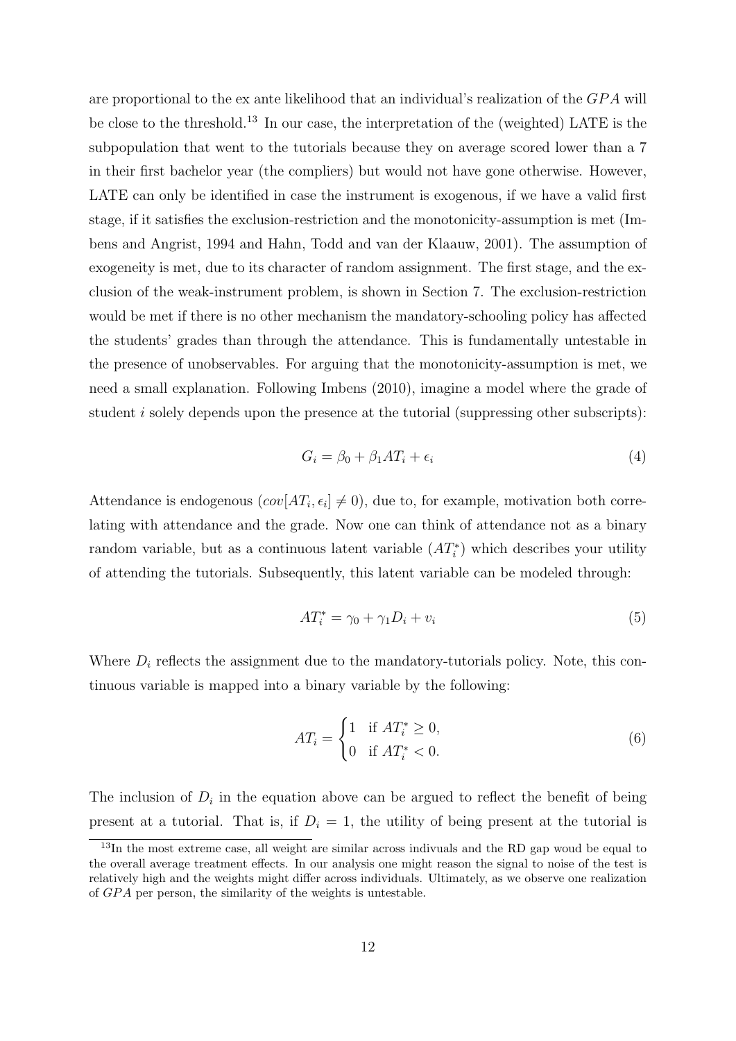are proportional to the ex ante likelihood that an individual's realization of the $GPA$ will be close to the threshold.[13] In our case, the interpretation of the (weighted) LATE is the subpopulation that went to the tutorials because they on average scored lower than a 7 in their first bachelor year (the compliers) but would not have gone otherwise. However, LATE can only be identified in case the instrument is exogenous, if we have a valid first stage, if it satisfies the exclusion-restriction and the monotonicity-assumption is met (Imbens and Angrist, 1994 and Hahn, Todd and van der Klaauw, 2001). The assumption of exogeneity is met, due to its character of random assignment. The first stage, and the exclusion of the weak-instrument problem, is shown in Section 7. The exclusion-restriction would be met if there is no other mechanism the mandatory-schooling policy has affected the students' grades than through the attendance. This is fundamentally untestable in the presence of unobservables. For arguing that the monotonicity-assumption is met, we need a small explanation. Following Imbens (2010), imagine a model where the grade of student $i$ solely depends upon the presence at the tutorial (suppressing other subscripts):

$$G_i = \beta_0 + \beta_1 AT_i + \epsilon_i \tag{4}$$

Attendance is endogenous ($cov[AT_i, \epsilon_i] \neq 0$), due to, for example, motivation both correlating with attendance and the grade. Now one can think of attendance not as a binary random variable, but as a continuous latent variable ($AT_i^*$) which describes your utility of attending the tutorials. Subsequently, this latent variable can be modeled through:

$$AT_i^* = \gamma_0 + \gamma_1 D_i + v_i \tag{5}$$

Where $D_i$ reflects the assignment due to the mandatory-tutorials policy. Note, this continuous variable is mapped into a binary variable by the following:

$$AT_i = \begin{cases} 1 & \text{if } AT_i^* \geq 0, \\ 0 & \text{if } AT_i^* < 0. \end{cases} \tag{6}$$

The inclusion of $D_i$ in the equation above can be argued to reflect the benefit of being present at a tutorial. That is, if $D_i = 1$, the utility of being present at the tutorial is

[13] In the most extreme case, all weight are similar across indivuals and the RD gap woud be equal to the overall average treatment effects. In our analysis one might reason the signal to noise of the test is relatively high and the weights might differ across individuals. Ultimately, as we observe one realization of $GPA$ per person, the similarity of the weights is untestable.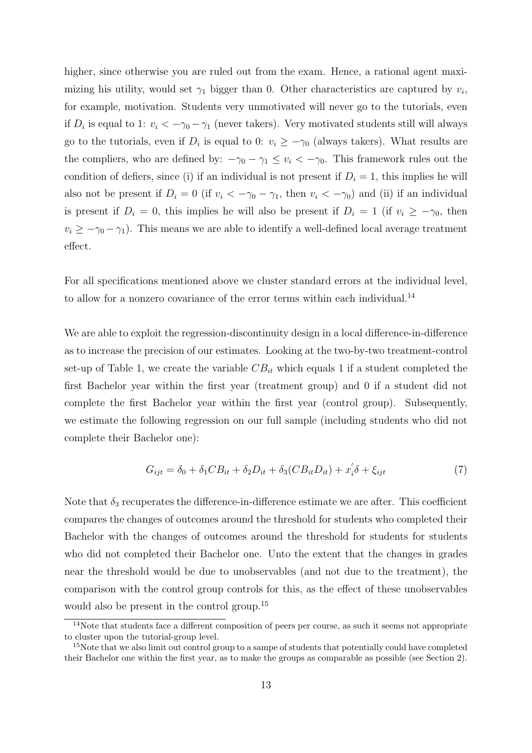higher, since otherwise you are ruled out from the exam. Hence, a rational agent maximizing his utility, would set $\gamma_1$ bigger than 0. Other characteristics are captured by $v_i$, for example, motivation. Students very unmotivated will never go to the tutorials, even if $D_i$ is equal to 1: $v_i < -\gamma_0 - \gamma_1$ (never takers). Very motivated students still will always go to the tutorials, even if $D_i$ is equal to 0: $v_i \geq -\gamma_0$ (always takers). What results are the compliers, who are defined by: $-\gamma_0 - \gamma_1 \leq v_i < -\gamma_0$. This framework rules out the condition of defiers, since (i) if an individual is not present if $D_i = 1$, this implies he will also not be present if $D_i = 0$ (if $v_i < -\gamma_0 - \gamma_1$, then $v_i < -\gamma_0$) and (ii) if an individual is present if $D_i = 0$, this implies he will also be present if $D_i = 1$ (if $v_i \geq -\gamma_0$, then $v_i \geq -\gamma_0 - \gamma_1$). This means we are able to identify a well-defined local average treatment effect.

For all specifications mentioned above we cluster standard errors at the individual level, to allow for a nonzero covariance of the error terms within each individual.[14]

We are able to exploit the regression-discontinuity design in a local difference-in-difference as to increase the precision of our estimates. Looking at the two-by-two treatment-control set-up of Table 1, we create the variable $CB_{it}$ which equals 1 if a student completed the first Bachelor year within the first year (treatment group) and 0 if a student did not complete the first Bachelor year within the first year (control group). Subsequently, we estimate the following regression on our full sample (including students who did not complete their Bachelor one):

$$G_{ijt} = \delta_0 + \delta_1 CB_{it} + \delta_2 D_{it} + \delta_3 (CB_{it} D_{it}) + x_i^{'} \delta + \xi_{ijt} \tag{7}$$

Note that $\delta_3$ recuperates the difference-in-difference estimate we are after. This coefficient compares the changes of outcomes around the threshold for students who completed their Bachelor with the changes of outcomes around the threshold for students for students who did not completed their Bachelor one. Unto the extent that the changes in grades near the threshold would be due to unobservables (and not due to the treatment), the comparison with the control group controls for this, as the effect of these unobservables would also be present in the control group.[15]

[14]Note that students face a different composition of peers per course, as such it seems not appropriate to cluster upon the tutorial-group level.

[15]Note that we also limit out control group to a sampe of students that potentially could have completed their Bachelor one within the first year, as to make the groups as comparable as possible (see Section 2).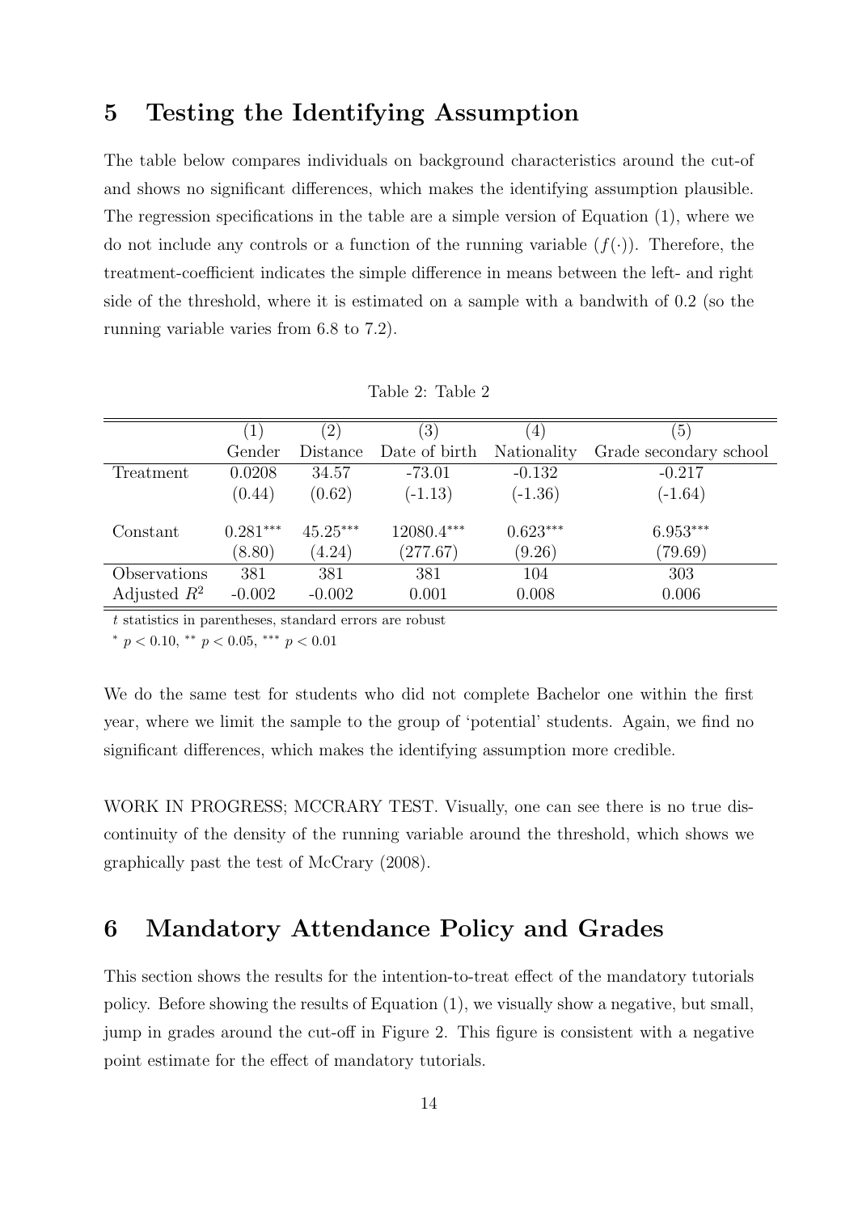## 5 Testing the Identifying Assumption

The table below compares individuals on background characteristics around the cut-of and shows no significant differences, which makes the identifying assumption plausible. The regression specifications in the table are a simple version of Equation (1), where we do not include any controls or a function of the running variable ($f(\cdot)$). Therefore, the treatment-coefficient indicates the simple difference in means between the left- and right side of the threshold, where it is estimated on a sample with a bandwith of 0.2 (so the running variable varies from 6.8 to 7.2).

Table 2: Table 2

| | (1) | (2) | (3) | (4) | (5) |
|---|---|---|---|---|---|
| | Gender | Distance | Date of birth | Nationality | Grade secondary school |
| Treatment | 0.0208 | 34.57 | -73.01 | -0.132 | -0.217 |
| | (0.44) | (0.62) | (-1.13) | (-1.36) | (-1.64) |
| Constant | $0.281^{***}$ | $45.25^{***}$ | $12080.4^{***}$ | $0.623^{***}$ | $6.953^{***}$ |
| | (8.80) | (4.24) | (277.67) | (9.26) | (79.69) |
| Observations | 381 | 381 | 381 | 104 | 303 |
| Adjusted $R^2$ | -0.002 | -0.002 | 0.001 | 0.008 | 0.006 |

$t$ statistics in parentheses, standard errors are robust

$^{*}$ $p < 0.10$, $^{**}$ $p < 0.05$, $^{***}$ $p < 0.01$

We do the same test for students who did not complete Bachelor one within the first year, where we limit the sample to the group of 'potential' students. Again, we find no significant differences, which makes the identifying assumption more credible.

WORK IN PROGRESS; MCCRARY TEST. Visually, one can see there is no true discontinuity of the density of the running variable around the threshold, which shows we graphically past the test of McCrary (2008).

## 6 Mandatory Attendance Policy and Grades

This section shows the results for the intention-to-treat effect of the mandatory tutorials policy. Before showing the results of Equation (1), we visually show a negative, but small, jump in grades around the cut-off in Figure 2. This figure is consistent with a negative point estimate for the effect of mandatory tutorials.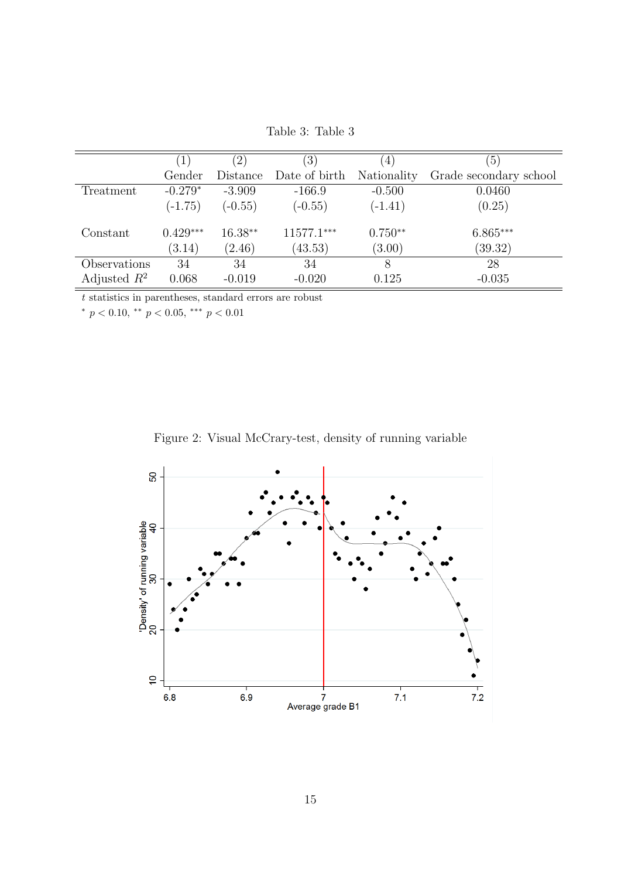Table 3: Table 3

| | (1) | (2) | (3) | (4) | (5) |
|---|---|---|---|---|---|
| | Gender | Distance | Date of birth | Nationality | Grade secondary school |
| Treatment | -0.279$^{*}$ | -3.909 | -166.9 | -0.500 | 0.0460 |
| | (-1.75) | (-0.55) | (-0.55) | (-1.41) | (0.25) |
| Constant | 0.429$^{***}$ | 16.38$^{**}$ | 11577.1$^{***}$ | 0.750$^{**}$ | 6.865$^{***}$ |
| | (3.14) | (2.46) | (43.53) | (3.00) | (39.32) |
| Observations | 34 | 34 | 34 | 8 | 28 |
| Adjusted $R^2$ | 0.068 | -0.019 | -0.020 | 0.125 | -0.035 |

$t$ statistics in parentheses, standard errors are robust

$^{*}$ $p < 0.10$, $^{**}$ $p < 0.05$, $^{***}$ $p < 0.01$

Figure 2: Visual McCrary-test, density of running variable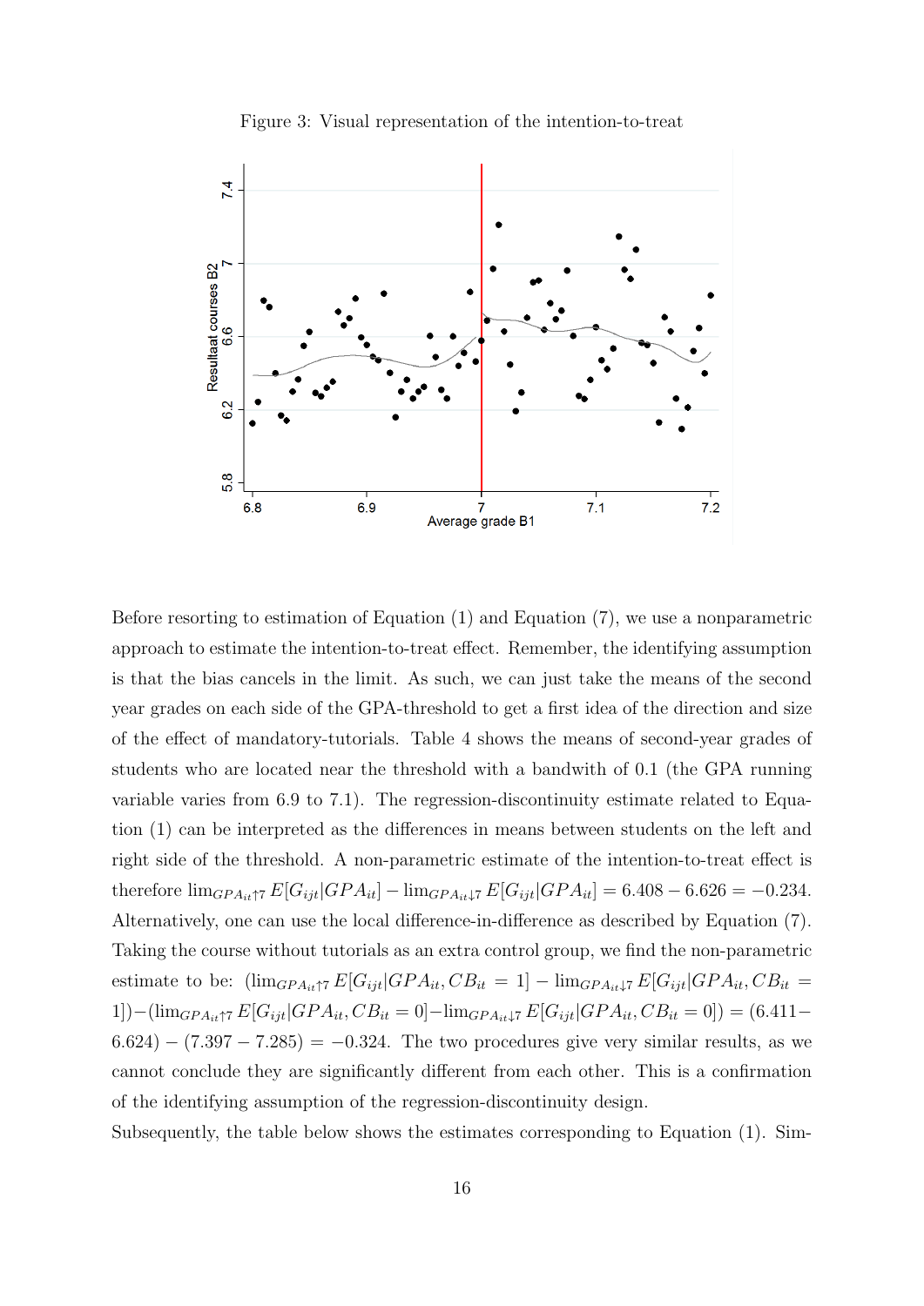Figure 3: Visual representation of the intention-to-treat

Before resorting to estimation of Equation (1) and Equation (7), we use a nonparametric approach to estimate the intention-to-treat effect. Remember, the identifying assumption is that the bias cancels in the limit. As such, we can just take the means of the second year grades on each side of the GPA-threshold to get a first idea of the direction and size of the effect of mandatory-tutorials. Table 4 shows the means of second-year grades of students who are located near the threshold with a bandwith of 0.1 (the GPA running variable varies from 6.9 to 7.1). The regression-discontinuity estimate related to Equation (1) can be interpreted as the differences in means between students on the left and right side of the threshold. A non-parametric estimate of the intention-to-treat effect is therefore $\lim_{GPA_{it}\uparrow 7} E[G_{ijt}|GPA_{it}] - \lim_{GPA_{it}\downarrow 7} E[G_{ijt}|GPA_{it}] = 6.408 - 6.626 = -0.234$. Alternatively, one can use the local difference-in-difference as described by Equation (7). Taking the course without tutorials as an extra control group, we find the non-parametric estimate to be: $(\lim_{GPA_{it}\uparrow 7} E[G_{ijt}|GPA_{it}, CB_{it} = 1] - \lim_{GPA_{it}\downarrow 7} E[G_{ijt}|GPA_{it}, CB_{it} = 1]) - (\lim_{GPA_{it}\uparrow 7} E[G_{ijt}|GPA_{it}, CB_{it} = 0] - \lim_{GPA_{it}\downarrow 7} E[G_{ijt}|GPA_{it}, CB_{it} = 0]) = (6.411 - 6.624) - (7.397 - 7.285) = -0.324$. The two procedures give very similar results, as we cannot conclude they are significantly different from each other. This is a confirmation of the identifying assumption of the regression-discontinuity design.

Subsequently, the table below shows the estimates corresponding to Equation (1). Sim-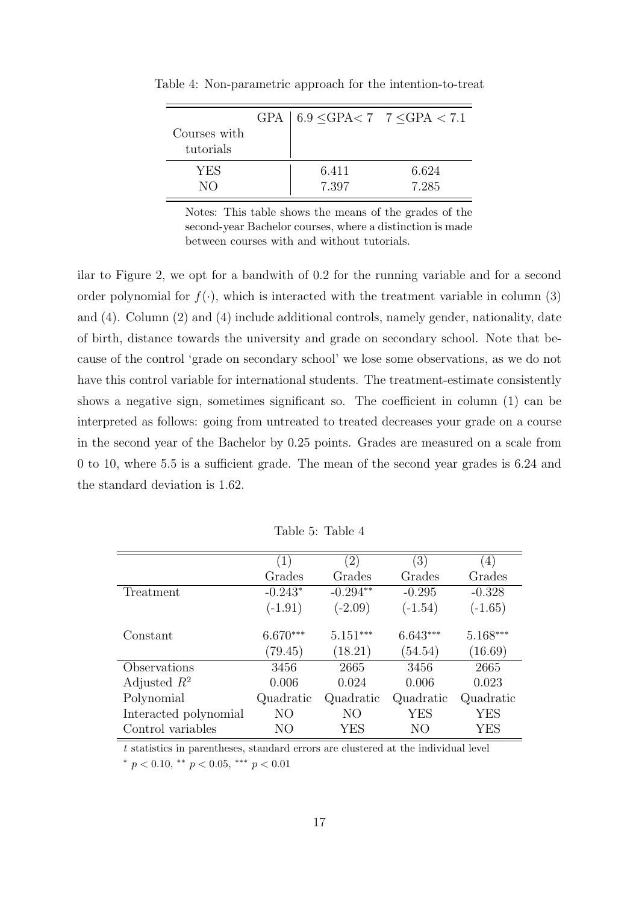Table 4: Non-parametric approach for the intention-to-treat

| Courses with tutorials \ GPA | $6.9 \leq$GPA$< 7$ | $7 \leq$GPA $< 7.1$ |
|---|---|---|
| YES | 6.411 | 6.624 |
| NO | 7.397 | 7.285 |

Notes: This table shows the means of the grades of the second-year Bachelor courses, where a distinction is made between courses with and without tutorials.

ilar to Figure 2, we opt for a bandwith of 0.2 for the running variable and for a second order polynomial for $f(\cdot)$, which is interacted with the treatment variable in column (3) and (4). Column (2) and (4) include additional controls, namely gender, nationality, date of birth, distance towards the university and grade on secondary school. Note that because of the control 'grade on secondary school' we lose some observations, as we do not have this control variable for international students. The treatment-estimate consistently shows a negative sign, sometimes significant so. The coefficient in column (1) can be interpreted as follows: going from untreated to treated decreases your grade on a course in the second year of the Bachelor by 0.25 points. Grades are measured on a scale from 0 to 10, where 5.5 is a sufficient grade. The mean of the second year grades is 6.24 and the standard deviation is 1.62.

Table 5: Table 4

| | (1) | (2) | (3) | (4) |
|---|---|---|---|---|
| | Grades | Grades | Grades | Grades |
| Treatment | -0.243* | -0.294** | -0.295 | -0.328 |
| | (-1.91) | (-2.09) | (-1.54) | (-1.65) |
| Constant | 6.670*** | 5.151*** | 6.643*** | 5.168*** |
| | (79.45) | (18.21) | (54.54) | (16.69) |
| Observations | 3456 | 2665 | 3456 | 2665 |
| Adjusted $R^2$ | 0.006 | 0.024 | 0.006 | 0.023 |
| Polynomial | Quadratic | Quadratic | Quadratic | Quadratic |
| Interacted polynomial | NO | NO | YES | YES |
| Control variables | NO | YES | NO | YES |

$t$ statistics in parentheses, standard errors are clustered at the individual level

$^{*}$ $p < 0.10$, $^{**}$ $p < 0.05$, $^{***}$ $p < 0.01$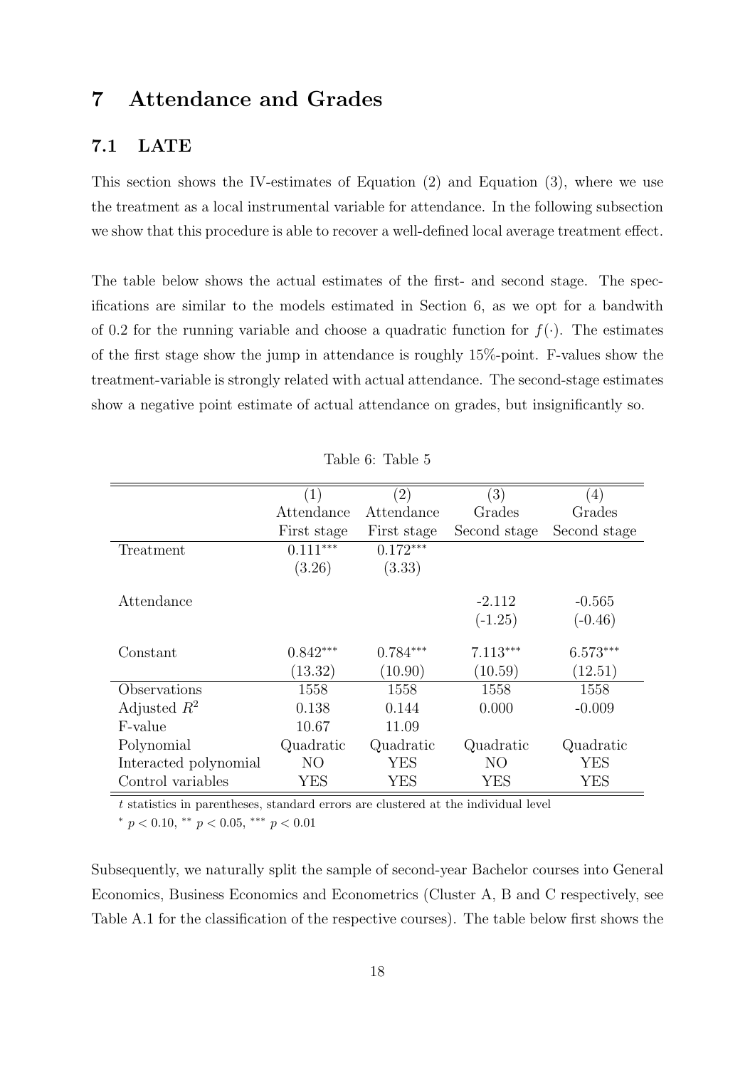# 7 Attendance and Grades

## 7.1 LATE

This section shows the IV-estimates of Equation (2) and Equation (3), where we use the treatment as a local instrumental variable for attendance. In the following subsection we show that this procedure is able to recover a well-defined local average treatment effect.

The table below shows the actual estimates of the first- and second stage. The specifications are similar to the models estimated in Section 6, as we opt for a bandwith of 0.2 for the running variable and choose a quadratic function for $f(\cdot)$. The estimates of the first stage show the jump in attendance is roughly 15%-point. F-values show the treatment-variable is strongly related with actual attendance. The second-stage estimates show a negative point estimate of actual attendance on grades, but insignificantly so.

Table 6: Table 5

| | (1) | (2) | (3) | (4) |
|---|---|---|---|---|
| | Attendance | Attendance | Grades | Grades |
| | First stage | First stage | Second stage | Second stage |
| Treatment | $0.111^{***}$ | $0.172^{***}$ | | |
| | (3.26) | (3.33) | | |
| Attendance | | | -2.112 | -0.565 |
| | | | (-1.25) | (-0.46) |
| Constant | $0.842^{***}$ | $0.784^{***}$ | $7.113^{***}$ | $6.573^{***}$ |
| | (13.32) | (10.90) | (10.59) | (12.51) |
| Observations | 1558 | 1558 | 1558 | 1558 |
| Adjusted $R^2$ | 0.138 | 0.144 | 0.000 | -0.009 |
| F-value | 10.67 | 11.09 | | |
| Polynomial | Quadratic | Quadratic | Quadratic | Quadratic |
| Interacted polynomial | NO | YES | NO | YES |
| Control variables | YES | YES | YES | YES |

$t$ statistics in parentheses, standard errors are clustered at the individual level

$^{*}$ $p < 0.10$, $^{**}$ $p < 0.05$, $^{***}$ $p < 0.01$

Subsequently, we naturally split the sample of second-year Bachelor courses into General Economics, Business Economics and Econometrics (Cluster A, B and C respectively, see Table A.1 for the classification of the respective courses). The table below first shows the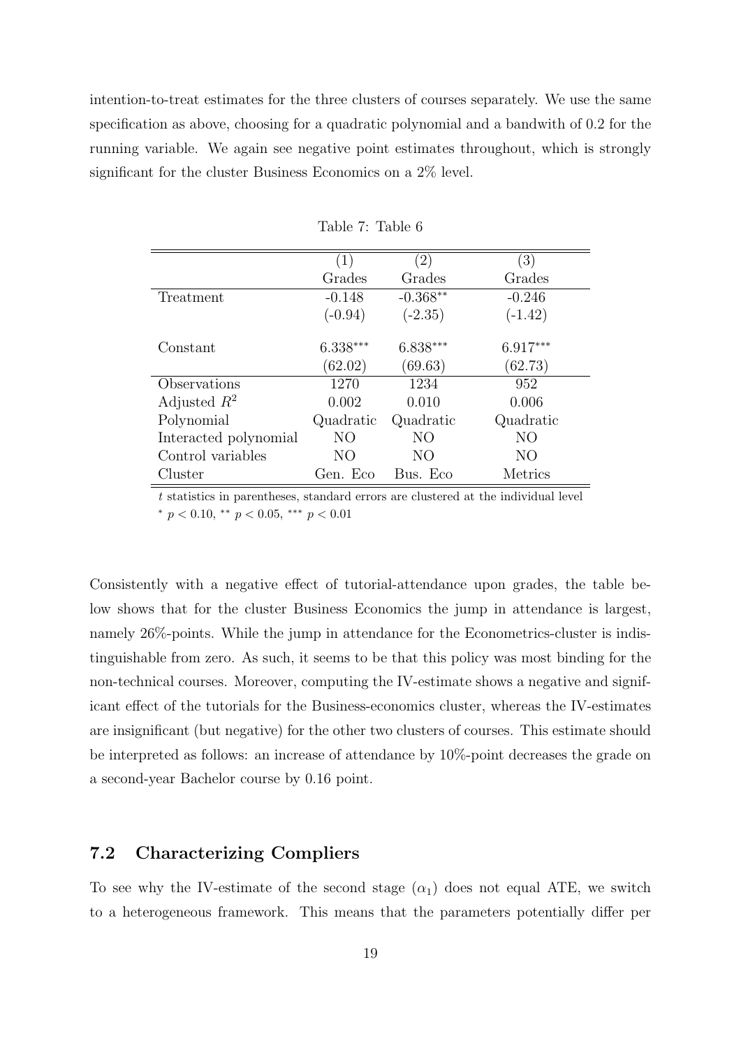intention-to-treat estimates for the three clusters of courses separately. We use the same specification as above, choosing for a quadratic polynomial and a bandwith of 0.2 for the running variable. We again see negative point estimates throughout, which is strongly significant for the cluster Business Economics on a 2% level.

Table 7: Table 6

| | (1) | (2) | (3) |
|---|---|---|---|
| | Grades | Grades | Grades |
| Treatment | -0.148 | $-0.368^{**}$ | -0.246 |
| | (-0.94) | (-2.35) | (-1.42) |
| Constant | $6.338^{***}$ | $6.838^{***}$ | $6.917^{***}$ |
| | (62.02) | (69.63) | (62.73) |
| Observations | 1270 | 1234 | 952 |
| Adjusted $R^2$ | 0.002 | 0.010 | 0.006 |
| Polynomial | Quadratic | Quadratic | Quadratic |
| Interacted polynomial | NO | NO | NO |
| Control variables | NO | NO | NO |
| Cluster | Gen. Eco | Bus. Eco | Metrics |

$t$ statistics in parentheses, standard errors are clustered at the individual level
$^{*}$ $p < 0.10$, $^{**}$ $p < 0.05$, $^{***}$ $p < 0.01$

Consistently with a negative effect of tutorial-attendance upon grades, the table below shows that for the cluster Business Economics the jump in attendance is largest, namely 26%-points. While the jump in attendance for the Econometrics-cluster is indistinguishable from zero. As such, it seems to be that this policy was most binding for the non-technical courses. Moreover, computing the IV-estimate shows a negative and significant effect of the tutorials for the Business-economics cluster, whereas the IV-estimates are insignificant (but negative) for the other two clusters of courses. This estimate should be interpreted as follows: an increase of attendance by 10%-point decreases the grade on a second-year Bachelor course by 0.16 point.

## 7.2 Characterizing Compliers

To see why the IV-estimate of the second stage ($\alpha_1$) does not equal ATE, we switch to a heterogeneous framework. This means that the parameters potentially differ per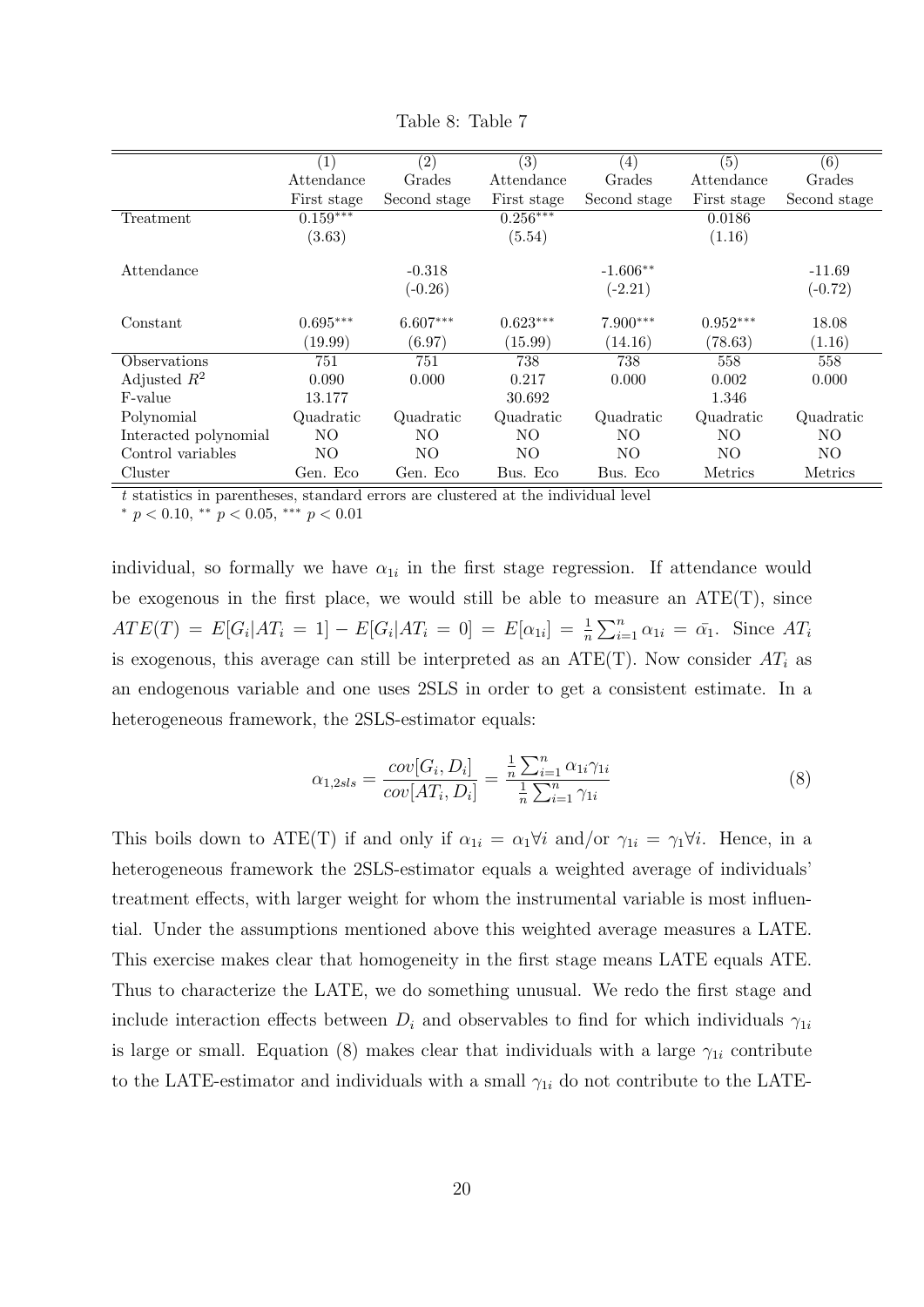Table 8: Table 7

| | (1) | (2) | (3) | (4) | (5) | (6) |
|---|---|---|---|---|---|---|
| | Attendance | Grades | Attendance | Grades | Attendance | Grades |
| | First stage | Second stage | First stage | Second stage | First stage | Second stage |
| Treatment | 0.159*** | | 0.256*** | | 0.0186 | |
| | (3.63) | | (5.54) | | (1.16) | |
| Attendance | | -0.318 | | -1.606** | | -11.69 |
| | | (-0.26) | | (-2.21) | | (-0.72) |
| Constant | 0.695*** | 6.607*** | 0.623*** | 7.900*** | 0.952*** | 18.08 |
| | (19.99) | (6.97) | (15.99) | (14.16) | (78.63) | (1.16) |
| Observations | 751 | 751 | 738 | 738 | 558 | 558 |
| Adjusted $R^2$ | 0.090 | 0.000 | 0.217 | 0.000 | 0.002 | 0.000 |
| F-value | 13.177 | | 30.692 | | 1.346 | |
| Polynomial | Quadratic | Quadratic | Quadratic | Quadratic | Quadratic | Quadratic |
| Interacted polynomial | NO | NO | NO | NO | NO | NO |
| Control variables | NO | NO | NO | NO | NO | NO |
| Cluster | Gen. Eco | Gen. Eco | Bus. Eco | Bus. Eco | Metrics | Metrics |

$t$ statistics in parentheses, standard errors are clustered at the individual level

$^{*}$ $p < 0.10$, $^{**}$ $p < 0.05$, $^{***}$ $p < 0.01$

individual, so formally we have $\alpha_{1i}$ in the first stage regression. If attendance would be exogenous in the first place, we would still be able to measure an ATE(T), since $ATE(T) = E[G_i|AT_i = 1] - E[G_i|AT_i = 0] = E[\alpha_{1i}] = \frac{1}{n}\sum_{i=1}^{n}\alpha_{1i} = \bar{\alpha_1}$. Since $AT_i$ is exogenous, this average can still be interpreted as an ATE(T). Now consider $AT_i$ as an endogenous variable and one uses 2SLS in order to get a consistent estimate. In a heterogeneous framework, the 2SLS-estimator equals:

$$\alpha_{1,2sls} = \frac{cov[G_i, D_i]}{cov[AT_i, D_i]} = \frac{\frac{1}{n}\sum_{i=1}^{n}\alpha_{1i}\gamma_{1i}}{\frac{1}{n}\sum_{i=1}^{n}\gamma_{1i}} \tag{8}$$

This boils down to ATE(T) if and only if $\alpha_{1i} = \alpha_1 \forall i$ and/or $\gamma_{1i} = \gamma_1 \forall i$. Hence, in a heterogeneous framework the 2SLS-estimator equals a weighted average of individuals' treatment effects, with larger weight for whom the instrumental variable is most influential. Under the assumptions mentioned above this weighted average measures a LATE. This exercise makes clear that homogeneity in the first stage means LATE equals ATE. Thus to characterize the LATE, we do something unusual. We redo the first stage and include interaction effects between $D_i$ and observables to find for which individuals $\gamma_{1i}$ is large or small. Equation (8) makes clear that individuals with a large $\gamma_{1i}$ contribute to the LATE-estimator and individuals with a small $\gamma_{1i}$ do not contribute to the LATE-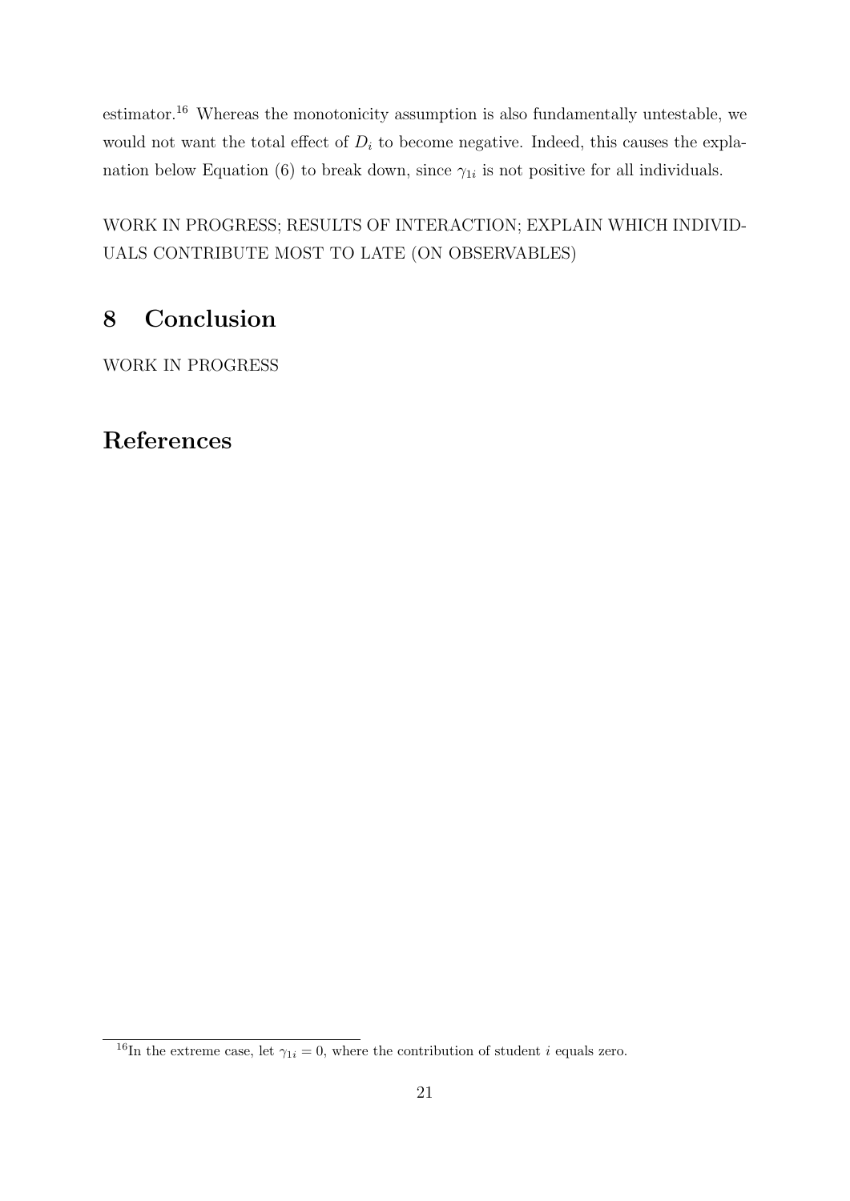estimator.[16] Whereas the monotonicity assumption is also fundamentally untestable, we would not want the total effect of $D_i$ to become negative. Indeed, this causes the explanation below Equation (6) to break down, since $\gamma_{1i}$ is not positive for all individuals.

WORK IN PROGRESS; RESULTS OF INTERACTION; EXPLAIN WHICH INDIVIDUALS CONTRIBUTE MOST TO LATE (ON OBSERVABLES)

## 8 Conclusion

WORK IN PROGRESS

## References

[16] In the extreme case, let $\gamma_{1i} = 0$, where the contribution of student $i$ equals zero.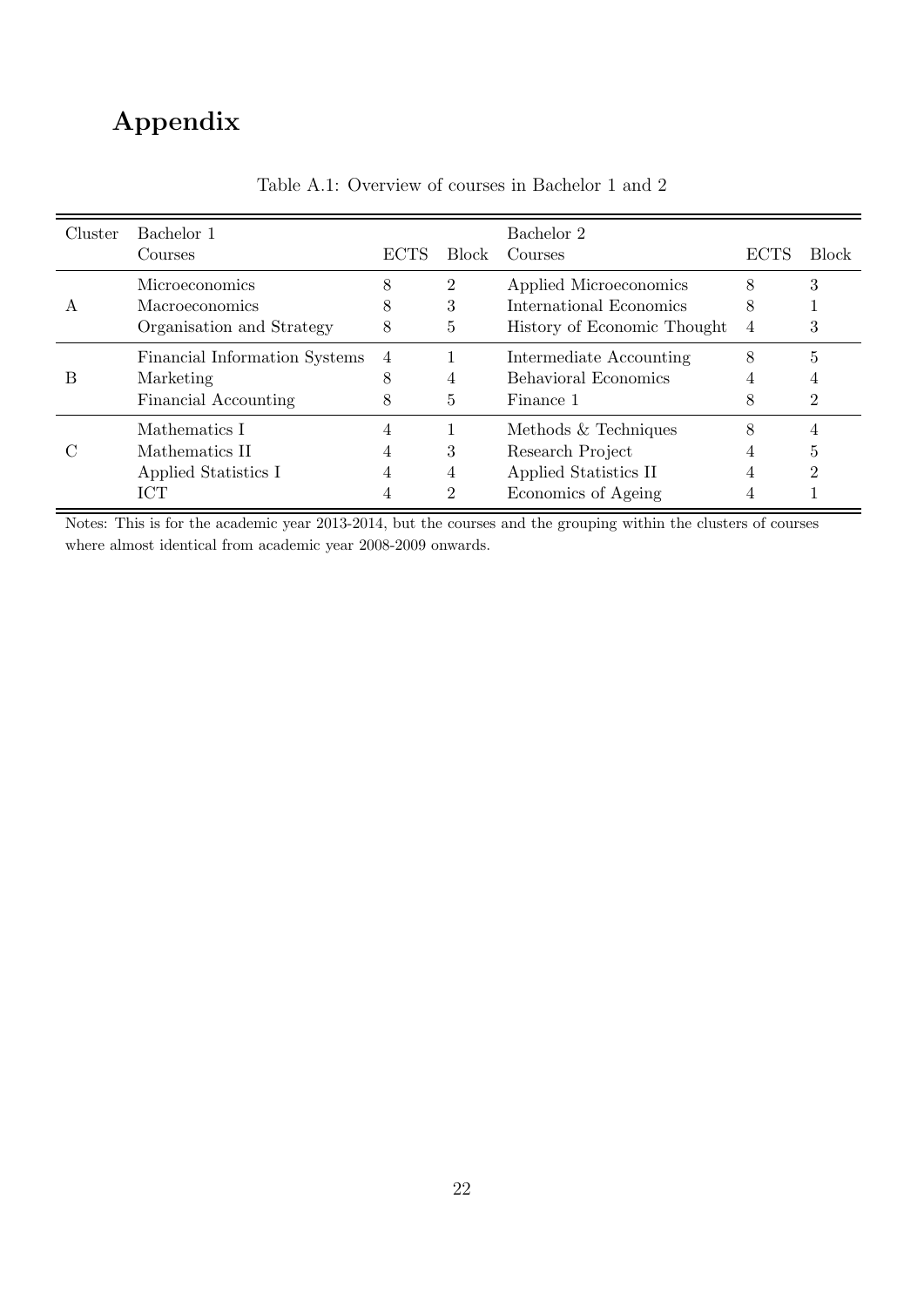# Appendix

Table A.1: Overview of courses in Bachelor 1 and 2

| Cluster | Bachelor 1<br>Courses | ECTS | Block | Bachelor 2<br>Courses | ECTS | Block |
|---|---|---|---|---|---|---|
| A | Microeconomics | 8 | 2 | Applied Microeconomics | 8 | 3 |
| | Macroeconomics | 8 | 3 | International Economics | 8 | 1 |
| | Organisation and Strategy | 8 | 5 | History of Economic Thought | 4 | 3 |
| B | Financial Information Systems | 4 | 1 | Intermediate Accounting | 8 | 5 |
| | Marketing | 8 | 4 | Behavioral Economics | 4 | 4 |
| | Financial Accounting | 8 | 5 | Finance 1 | 8 | 2 |
| C | Mathematics I | 4 | 1 | Methods & Techniques | 8 | 4 |
| | Mathematics II | 4 | 3 | Research Project | 4 | 5 |
| | Applied Statistics I | 4 | 4 | Applied Statistics II | 4 | 2 |
| | ICT | 4 | 2 | Economics of Ageing | 4 | 1 |

Notes: This is for the academic year 2013-2014, but the courses and the grouping within the clusters of courses where almost identical from academic year 2008-2009 onwards.